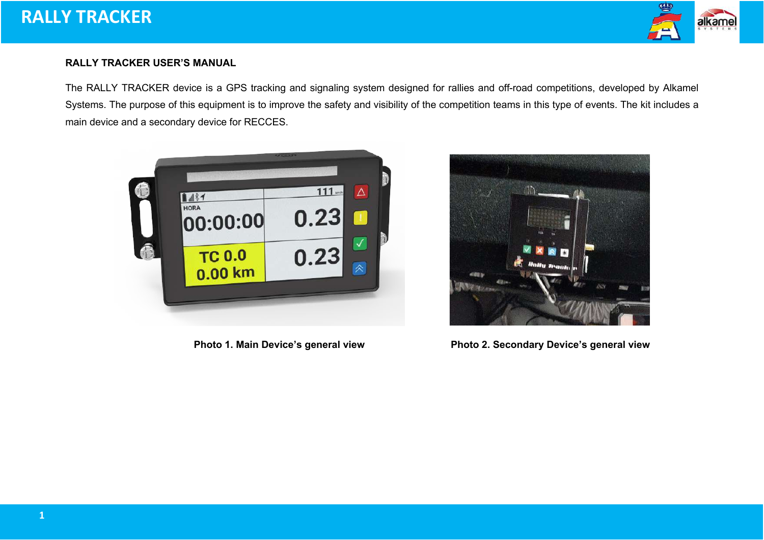**RALLY TRACKER USER'S MANUAL**

The RALLY TRACKER device is a GPS tracking and signaling system designed for rallies and off-road competitions, developed by Alkamel Systems. The purpose of this equipment is to improve the safety and visibility of the competition teams in this type of events. The kit includes a main device and a secondary device for RECCES.

**Photo 1. Main Device's general view**

**Photo 2. Secondary Device's general view**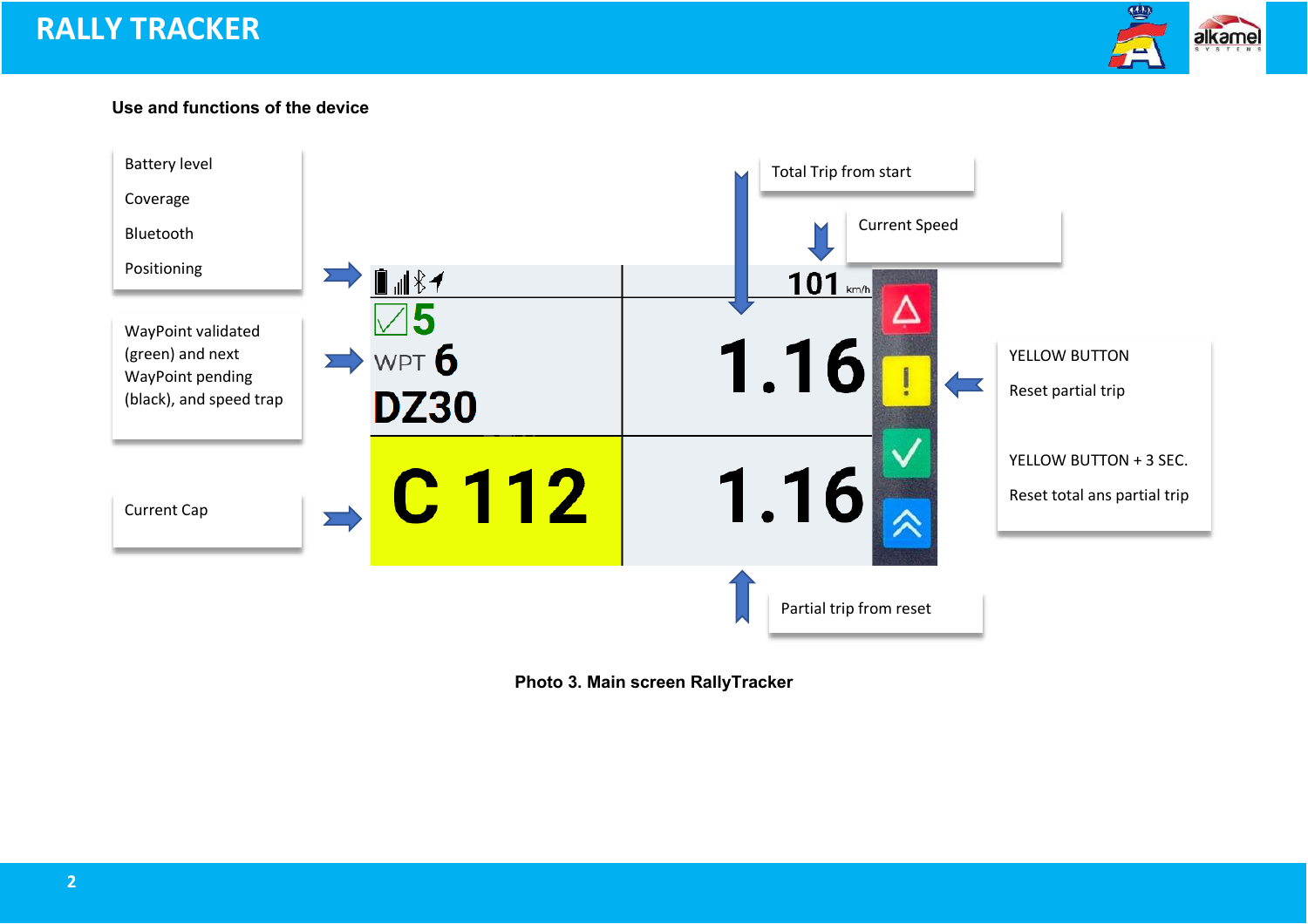### Use and functions of the device

Battery level

Coverage

Bluetooth

Positioning

WayPoint validated (green) and next WayPoint pending (black), and speed trap

Current Cap

Total Trip from start

Current Speed

YELLOW BUTTON

Reset partial trip

YELLOW BUTTON + 3 SEC.

Reset total ans partial trip

Partial trip from reset

5

WPT 6

DZ30

C 112

101 km/h

1.16

1.16

**Photo 3. Main screen RallyTracker**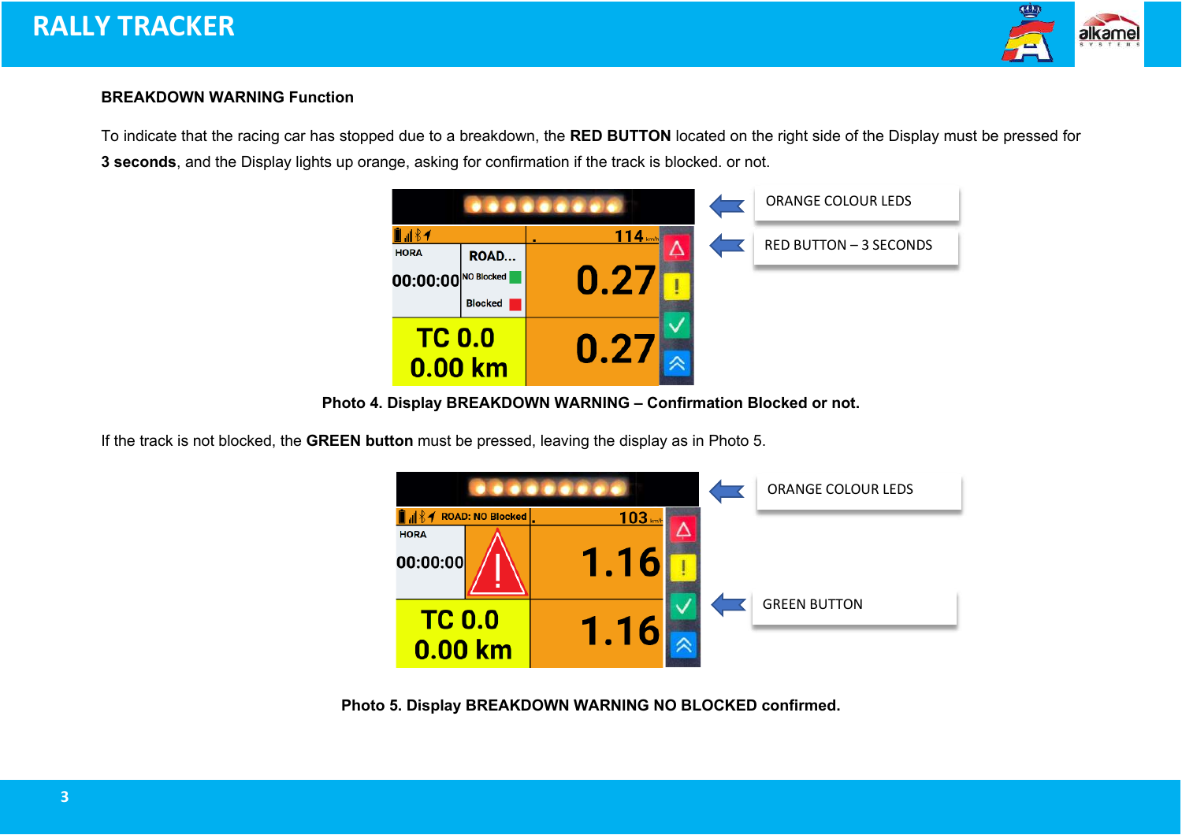**BREAKDOWN WARNING Function**

To indicate that the racing car has stopped due to a breakdown, the **RED BUTTON** located on the right side of the Display must be pressed for **3 seconds**, and the Display lights up orange, asking for confirmation if the track is blocked. or not.

**Photo 4. Display BREAKDOWN WARNING – Confirmation Blocked or not.**

If the track is not blocked, the **GREEN button** must be pressed, leaving the display as in Photo 5.

**Photo 5. Display BREAKDOWN WARNING NO BLOCKED confirmed.**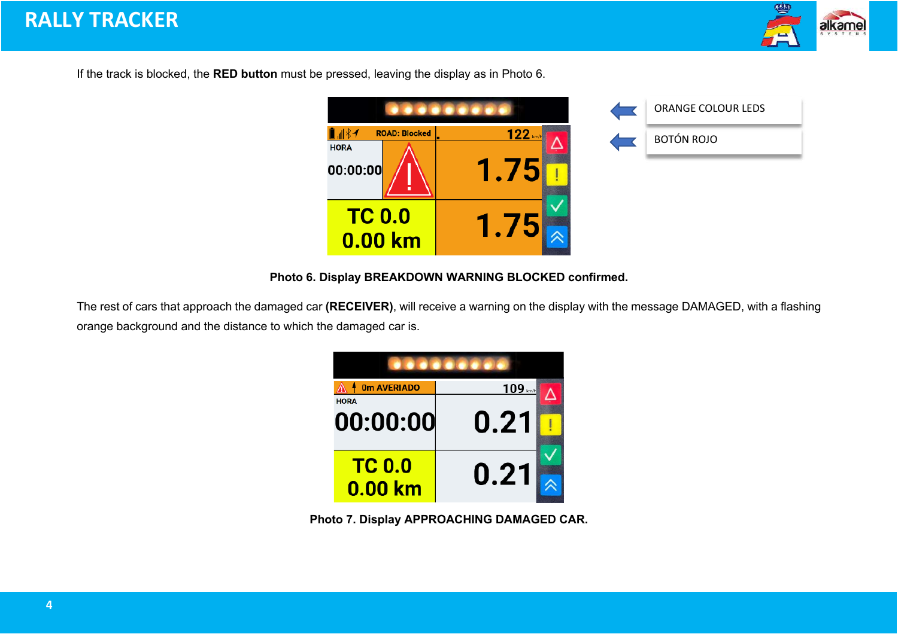If the track is blocked, the **RED button** must be pressed, leaving the display as in Photo 6.

ORANGE COLOUR LEDS

BOTÓN ROJO

**Photo 6. Display BREAKDOWN WARNING BLOCKED confirmed.**

The rest of cars that approach the damaged car **(RECEIVER)**, will receive a warning on the display with the message DAMAGED, with a flashing orange background and the distance to which the damaged car is.

**Photo 7. Display APPROACHING DAMAGED CAR.**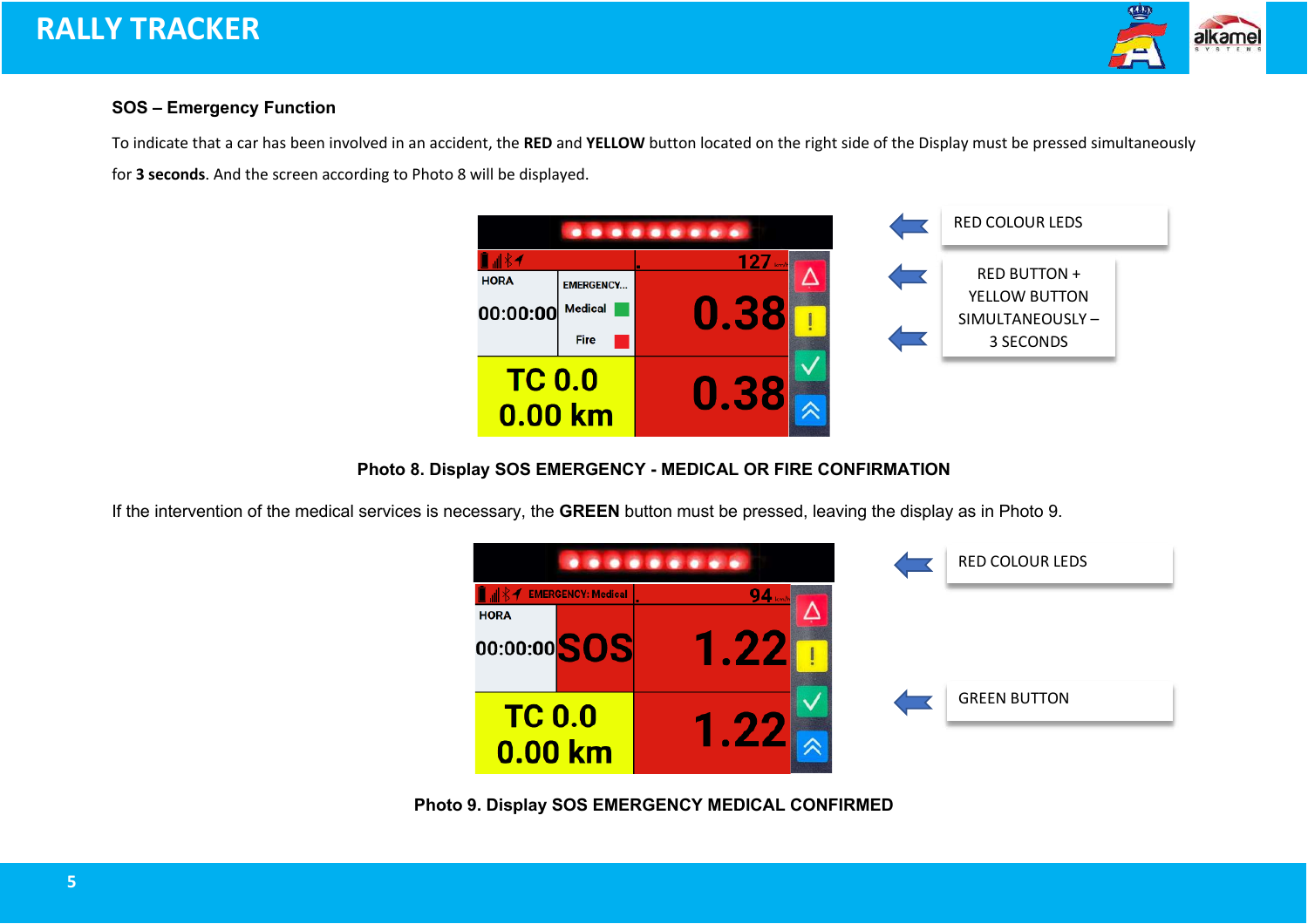## SOS – Emergency Function

To indicate that a car has been involved in an accident, the **RED** and **YELLOW** button located on the right side of the Display must be pressed simultaneously for **3 seconds**. And the screen according to Photo 8 will be displayed.

RED COLOUR LEDS

RED BUTTON + YELLOW BUTTON SIMULTANEOUSLY – 3 SECONDS

**Photo 8. Display SOS EMERGENCY - MEDICAL OR FIRE CONFIRMATION**

If the intervention of the medical services is necessary, the **GREEN** button must be pressed, leaving the display as in Photo 9.

RED COLOUR LEDS

GREEN BUTTON

**Photo 9. Display SOS EMERGENCY MEDICAL CONFIRMED**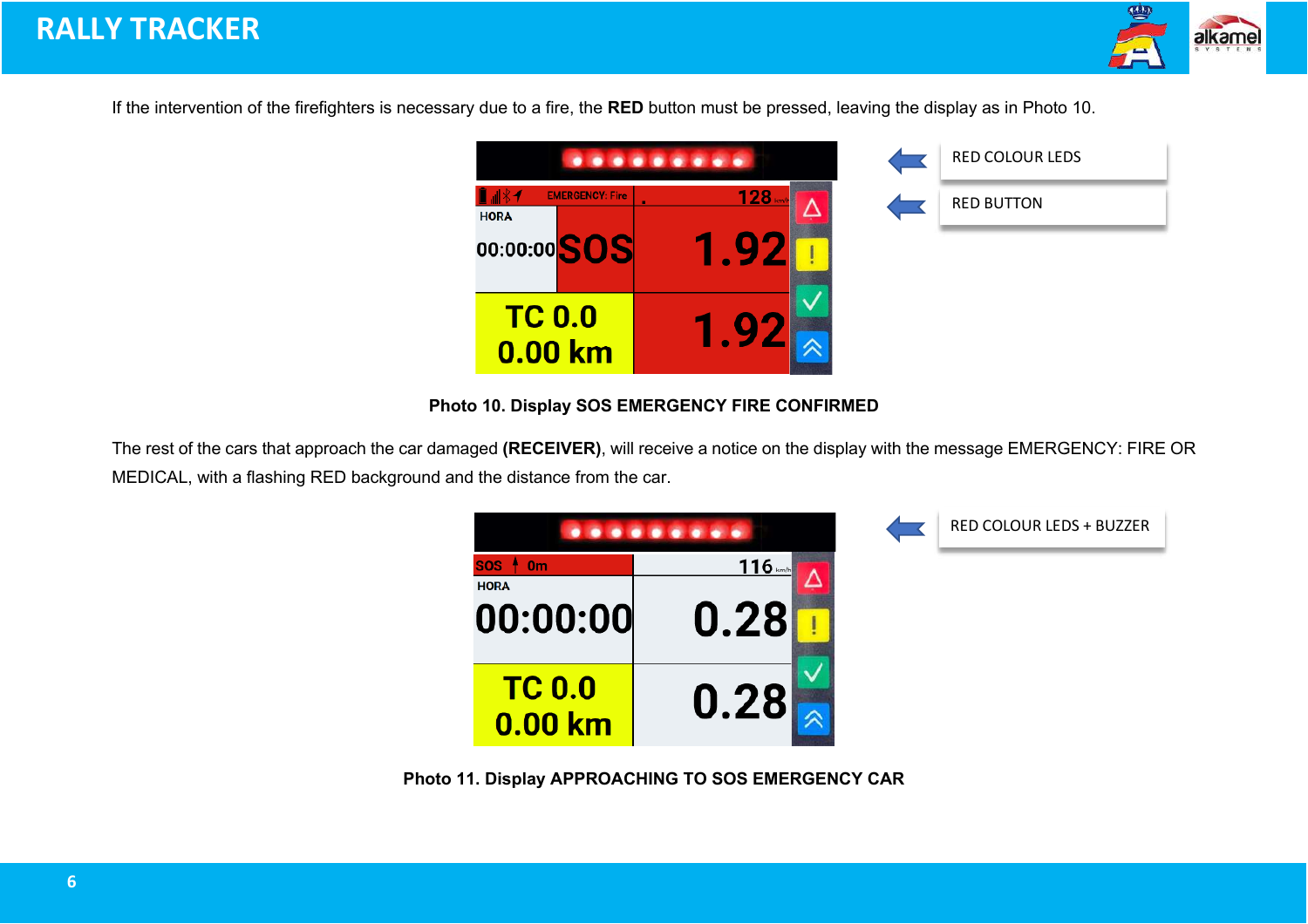If the intervention of the firefighters is necessary due to a fire, the **RED** button must be pressed, leaving the display as in Photo 10.

RED COLOUR LEDS

RED BUTTON

**Photo 10. Display SOS EMERGENCY FIRE CONFIRMED**

The rest of the cars that approach the car damaged **(RECEIVER)**, will receive a notice on the display with the message EMERGENCY: FIRE OR MEDICAL, with a flashing RED background and the distance from the car.

RED COLOUR LEDS + BUZZER

**Photo 11. Display APPROACHING TO SOS EMERGENCY CAR**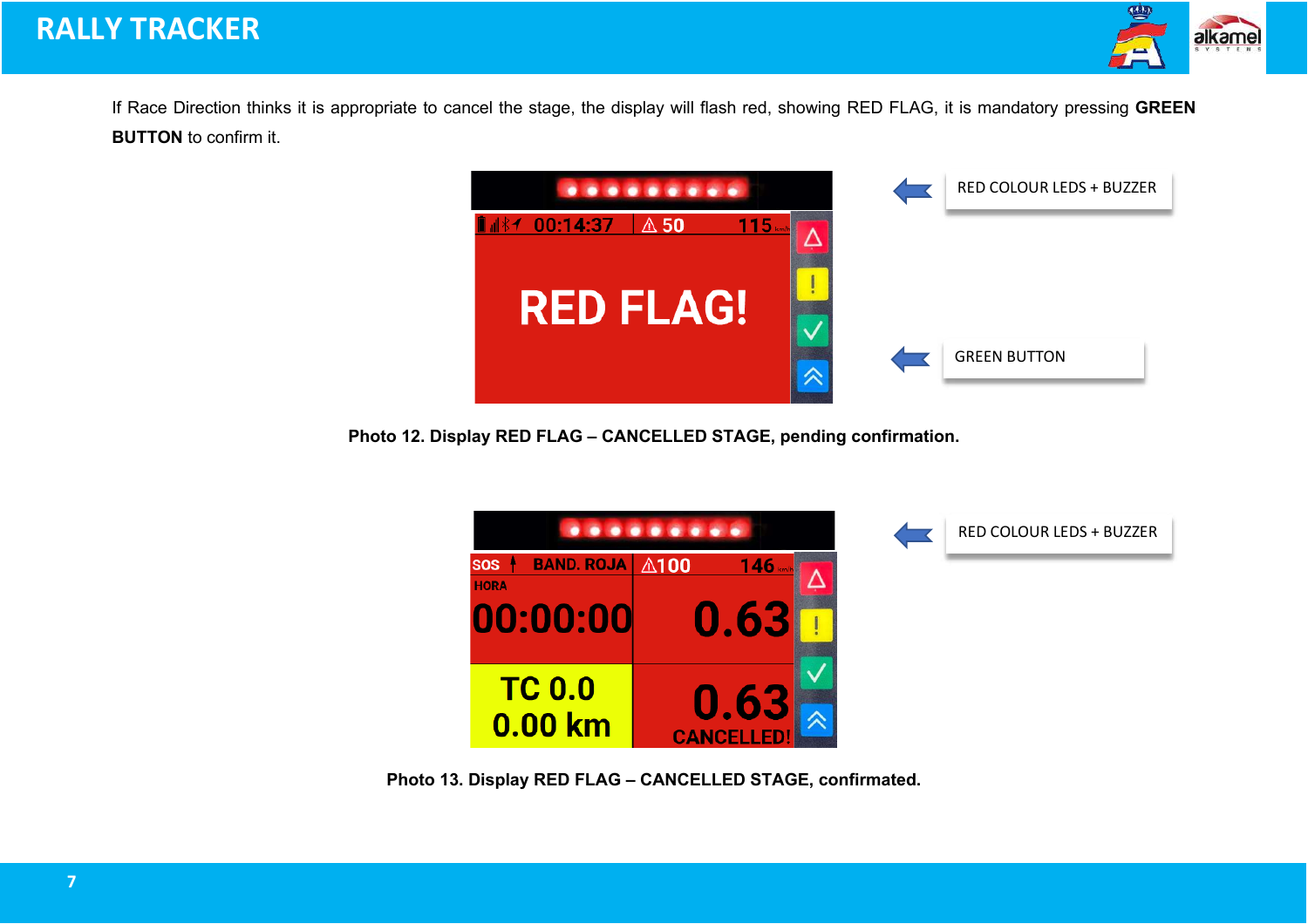If Race Direction thinks it is appropriate to cancel the stage, the display will flash red, showing RED FLAG, it is mandatory pressing **GREEN BUTTON** to confirm it.

RED COLOUR LEDS + BUZZER

GREEN BUTTON

**Photo 12. Display RED FLAG – CANCELLED STAGE, pending confirmation.**

RED COLOUR LEDS + BUZZER

**Photo 13. Display RED FLAG – CANCELLED STAGE, confirmated.**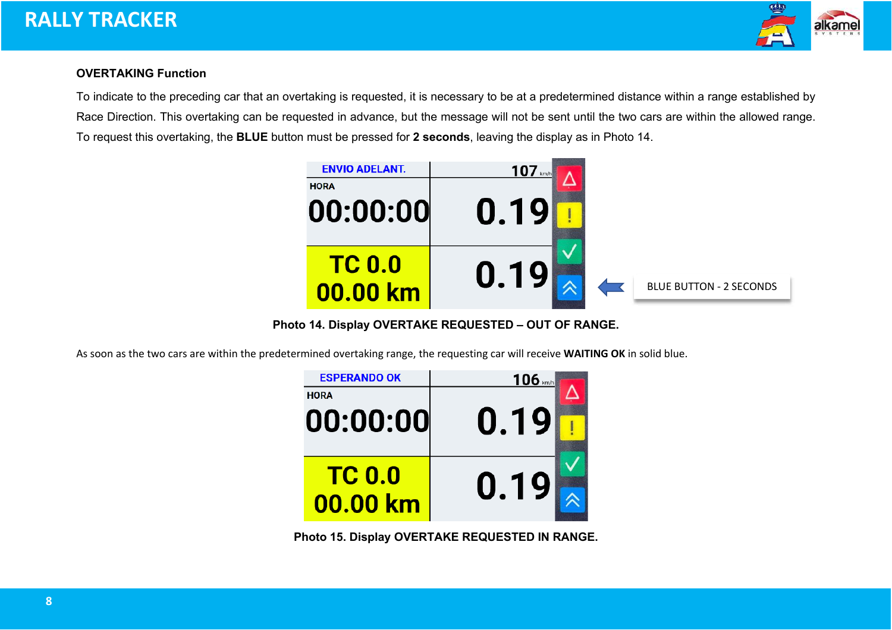**OVERTAKING Function**

To indicate to the preceding car that an overtaking is requested, it is necessary to be at a predetermined distance within a range established by Race Direction. This overtaking can be requested in advance, but the message will not be sent until the two cars are within the allowed range. To request this overtaking, the **BLUE** button must be pressed for **2 seconds**, leaving the display as in Photo 14.

**Photo 14. Display OVERTAKE REQUESTED – OUT OF RANGE.**

As soon as the two cars are within the predetermined overtaking range, the requesting car will receive **WAITING OK** in solid blue.

**Photo 15. Display OVERTAKE REQUESTED IN RANGE.**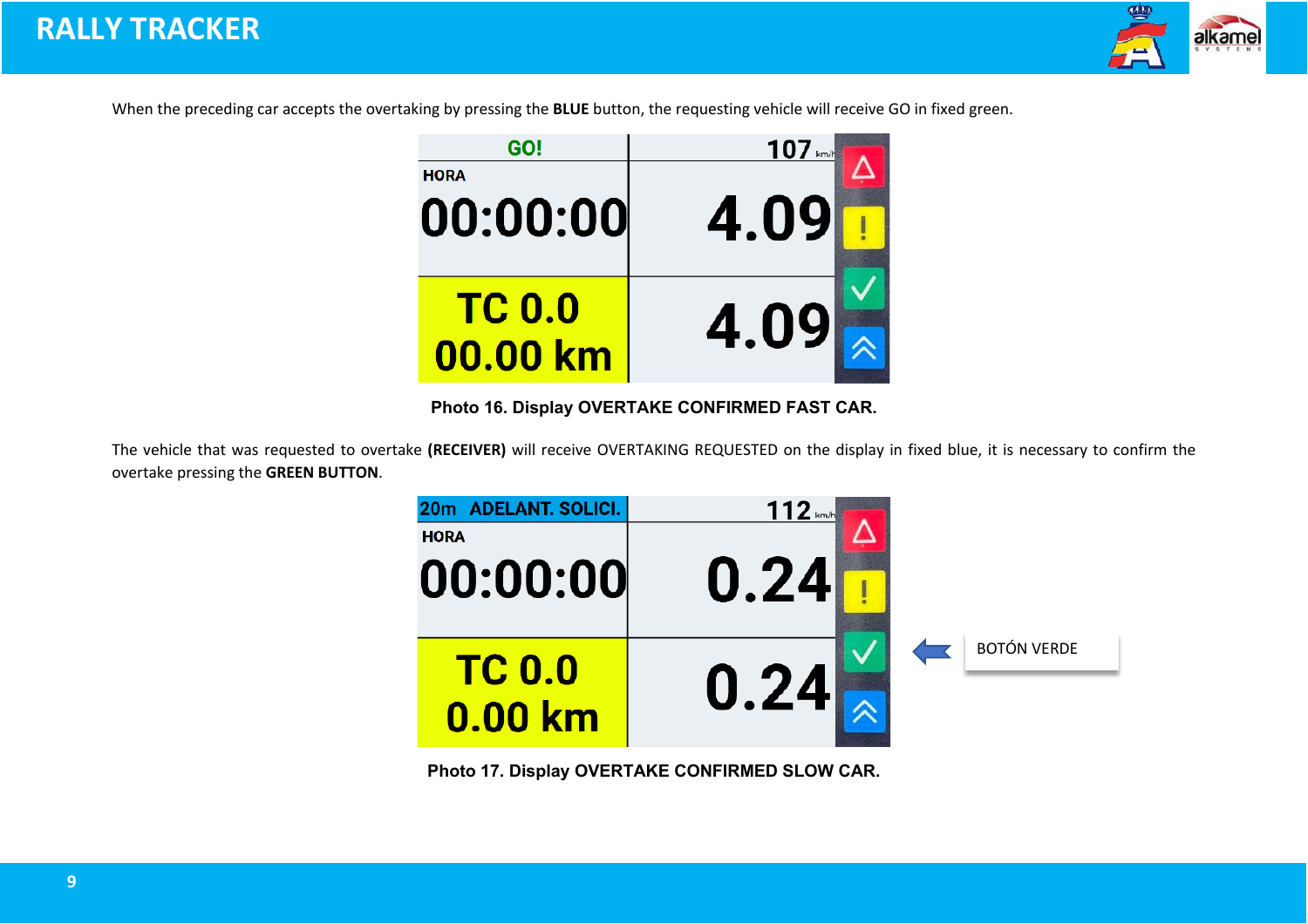When the preceding car accepts the overtaking by pressing the **BLUE** button, the requesting vehicle will receive GO in fixed green.

**Photo 16. Display OVERTAKE CONFIRMED FAST CAR.**

The vehicle that was requested to overtake **(RECEIVER)** will receive OVERTAKING REQUESTED on the display in fixed blue, it is necessary to confirm the overtake pressing the **GREEN BUTTON**.

BOTÓN VERDE

**Photo 17. Display OVERTAKE CONFIRMED SLOW CAR.**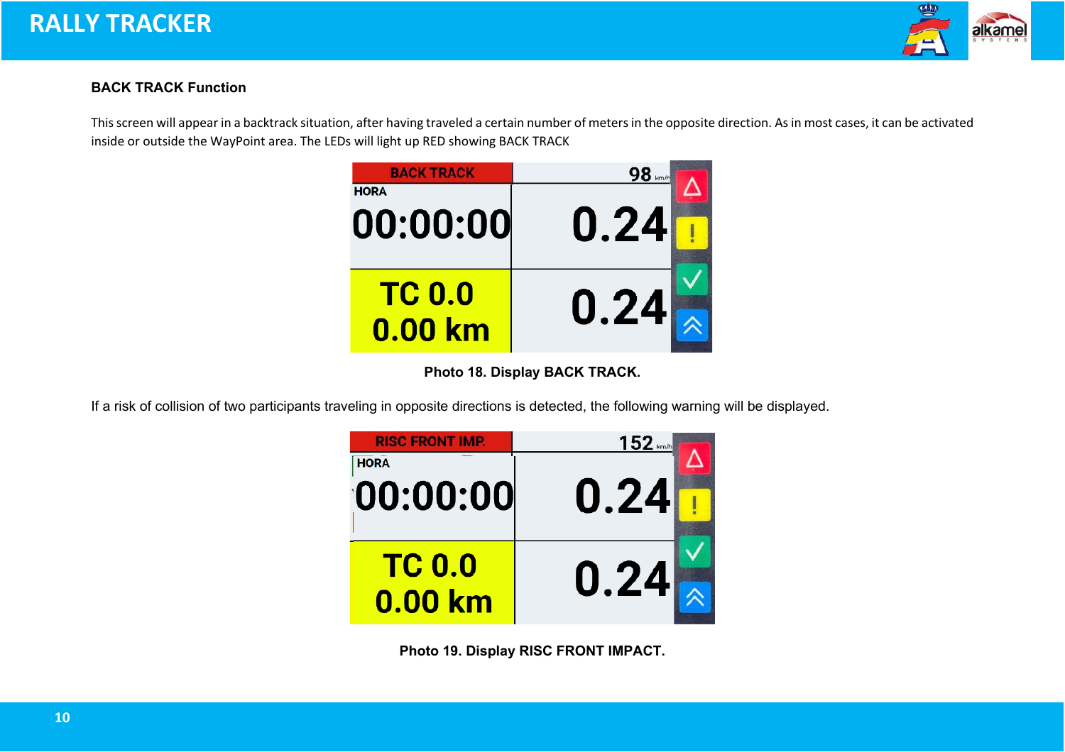### BACK TRACK Function

This screen will appear in a backtrack situation, after having traveled a certain number of meters in the opposite direction. As in most cases, it can be activated inside or outside the WayPoint area. The LEDs will light up RED showing BACK TRACK

**Photo 18. Display BACK TRACK.**

If a risk of collision of two participants traveling in opposite directions is detected, the following warning will be displayed.

**Photo 19. Display RISC FRONT IMPACT.**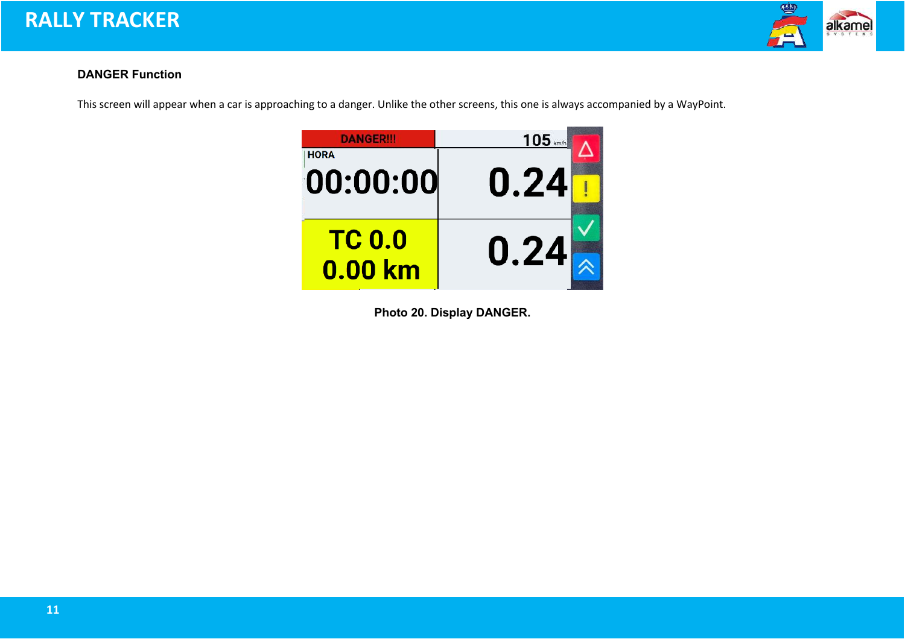### DANGER Function

This screen will appear when a car is approaching to a danger. Unlike the other screens, this one is always accompanied by a WayPoint.

**Photo 20. Display DANGER.**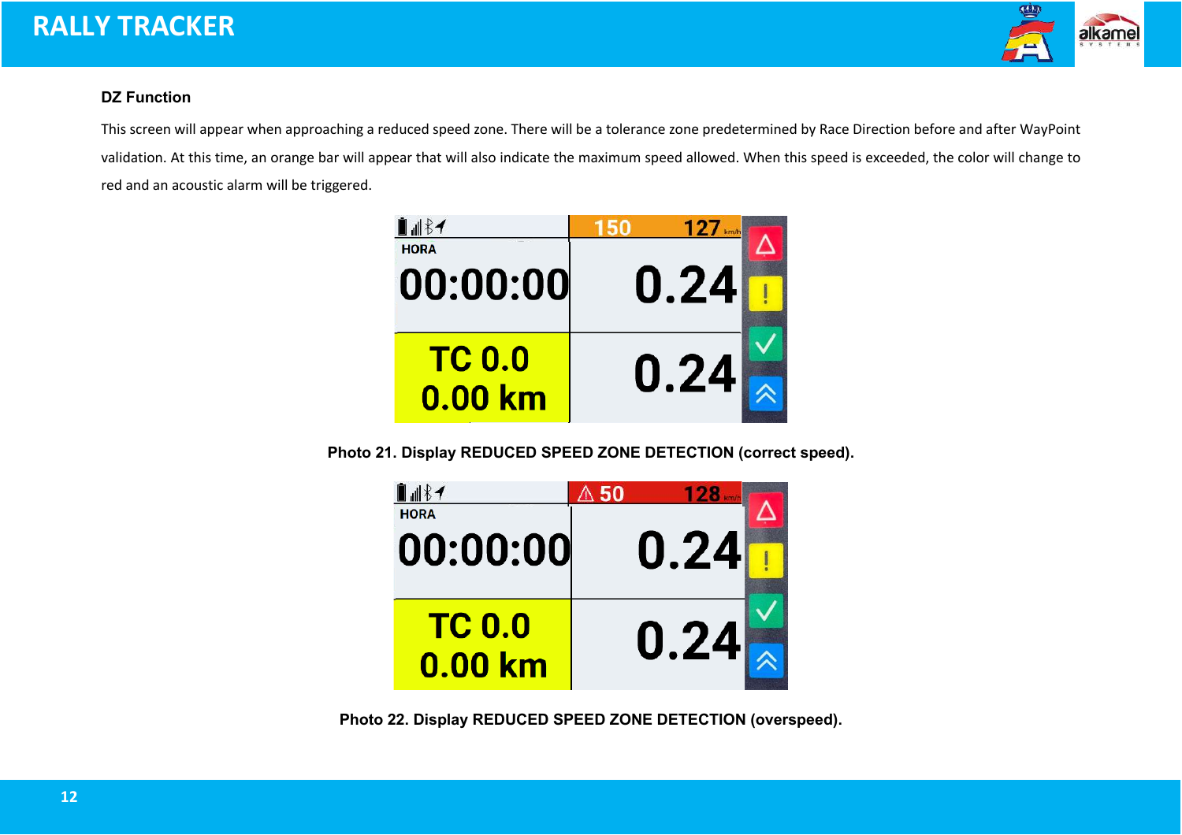### DZ Function

This screen will appear when approaching a reduced speed zone. There will be a tolerance zone predetermined by Race Direction before and after WayPoint validation. At this time, an orange bar will appear that will also indicate the maximum speed allowed. When this speed is exceeded, the color will change to red and an acoustic alarm will be triggered.

**Photo 21. Display REDUCED SPEED ZONE DETECTION (correct speed).**

**Photo 22. Display REDUCED SPEED ZONE DETECTION (overspeed).**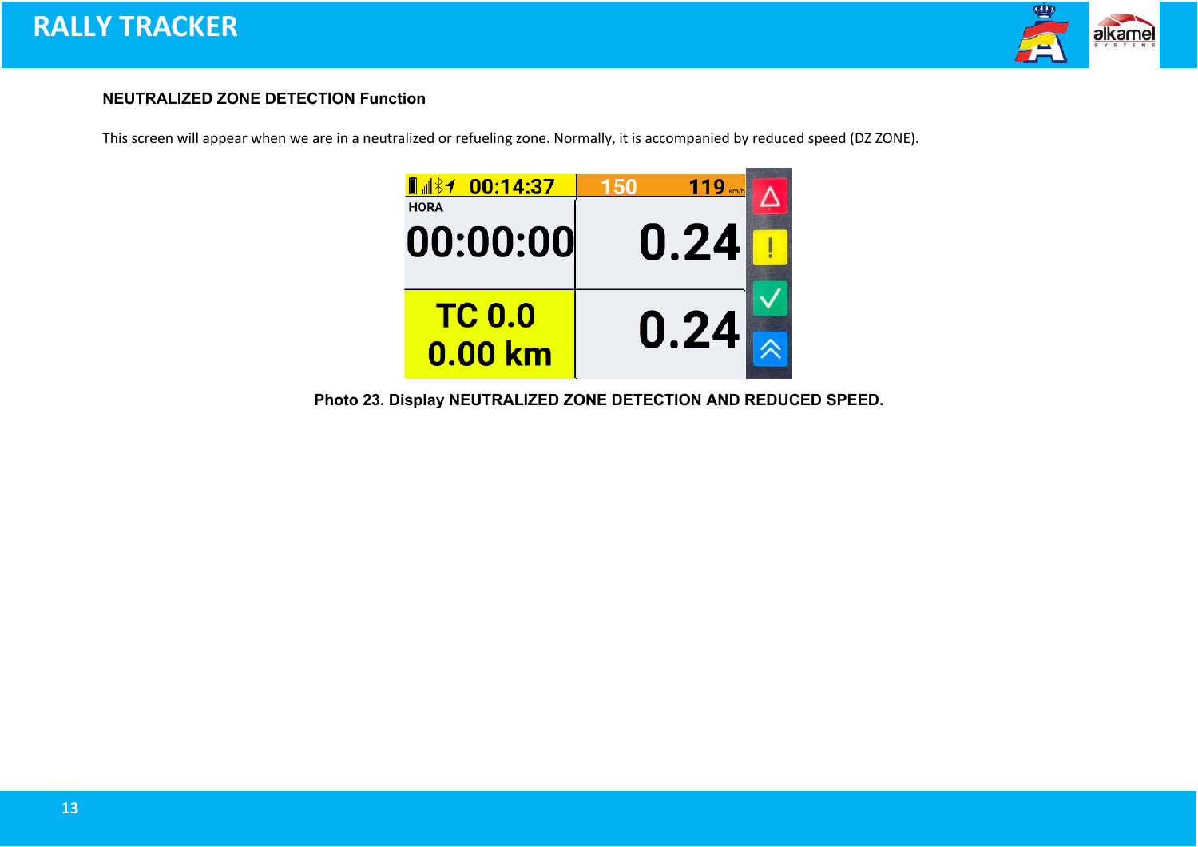## NEUTRALIZED ZONE DETECTION Function

This screen will appear when we are in a neutralized or refueling zone. Normally, it is accompanied by reduced speed (DZ ZONE).

00:14:37
150
119 km/h
HORA
00:00:00
0.24
TC 0.0
0.00 km
0.24

**Photo 23. Display NEUTRALIZED ZONE DETECTION AND REDUCED SPEED.**